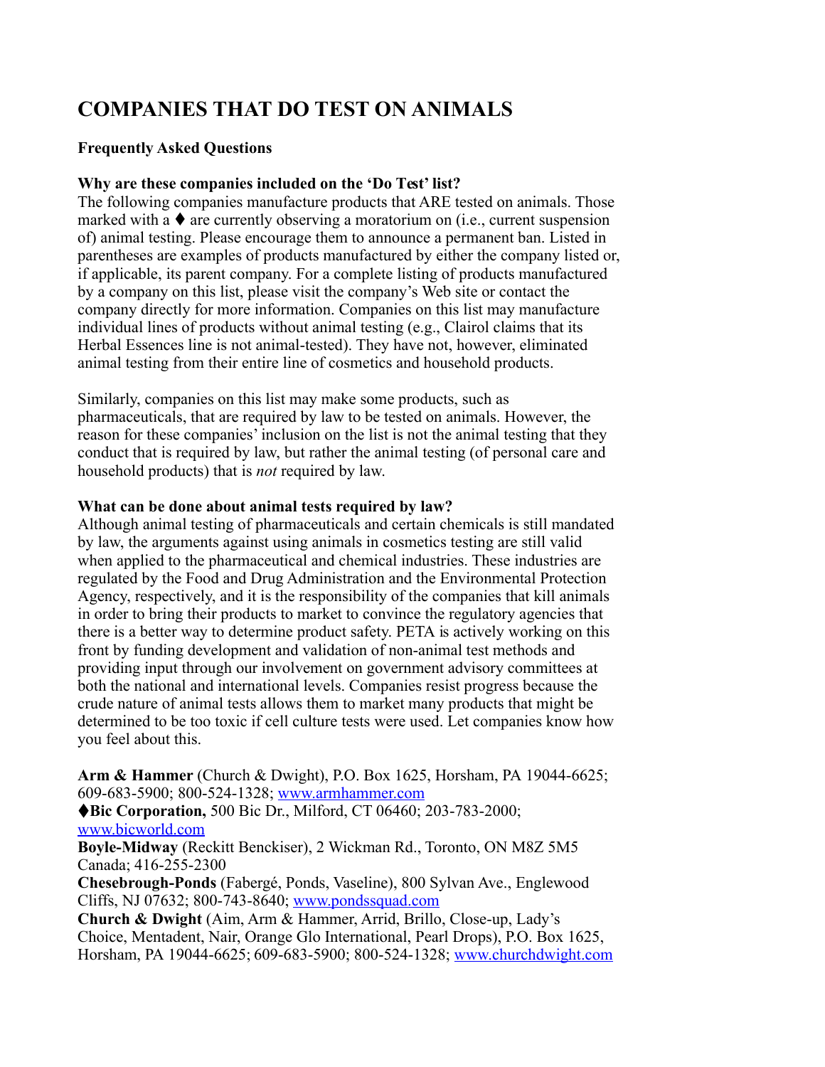# COMPANIES THAT DO TEST ON ANIMALS

**Frequently Asked Questions**

**Why are these companies included on the 'Do Test' list?**

The following companies manufacture products that ARE tested on animals. Those marked with a ♦ are currently observing a moratorium on (i.e., current suspension of) animal testing. Please encourage them to announce a permanent ban. Listed in parentheses are examples of products manufactured by either the company listed or, if applicable, its parent company. For a complete listing of products manufactured by a company on this list, please visit the company's Web site or contact the company directly for more information. Companies on this list may manufacture individual lines of products without animal testing (e.g., Clairol claims that its Herbal Essences line is not animal-tested). They have not, however, eliminated animal testing from their entire line of cosmetics and household products.

Similarly, companies on this list may make some products, such as pharmaceuticals, that are required by law to be tested on animals. However, the reason for these companies' inclusion on the list is not the animal testing that they conduct that is required by law, but rather the animal testing (of personal care and household products) that is *not* required by law.

**What can be done about animal tests required by law?**

Although animal testing of pharmaceuticals and certain chemicals is still mandated by law, the arguments against using animals in cosmetics testing are still valid when applied to the pharmaceutical and chemical industries. These industries are regulated by the Food and Drug Administration and the Environmental Protection Agency, respectively, and it is the responsibility of the companies that kill animals in order to bring their products to market to convince the regulatory agencies that there is a better way to determine product safety. PETA is actively working on this front by funding development and validation of non-animal test methods and providing input through our involvement on government advisory committees at both the national and international levels. Companies resist progress because the crude nature of animal tests allows them to market many products that might be determined to be too toxic if cell culture tests were used. Let companies know how you feel about this.

**Arm & Hammer** (Church & Dwight), P.O. Box 1625, Horsham, PA 19044-6625; 609-683-5900; 800-524-1328; www.armhammer.com

♦**Bic Corporation,** 500 Bic Dr., Milford, CT 06460; 203-783-2000; www.bicworld.com

**Boyle-Midway** (Reckitt Benckiser), 2 Wickman Rd., Toronto, ON M8Z 5M5 Canada; 416-255-2300

**Chesebrough-Ponds** (Fabergé, Ponds, Vaseline), 800 Sylvan Ave., Englewood Cliffs, NJ 07632; 800-743-8640; www.pondssquad.com

**Church & Dwight** (Aim, Arm & Hammer, Arrid, Brillo, Close-up, Lady's Choice, Mentadent, Nair, Orange Glo International, Pearl Drops), P.O. Box 1625, Horsham, PA 19044-6625; 609-683-5900; 800-524-1328; www.churchdwight.com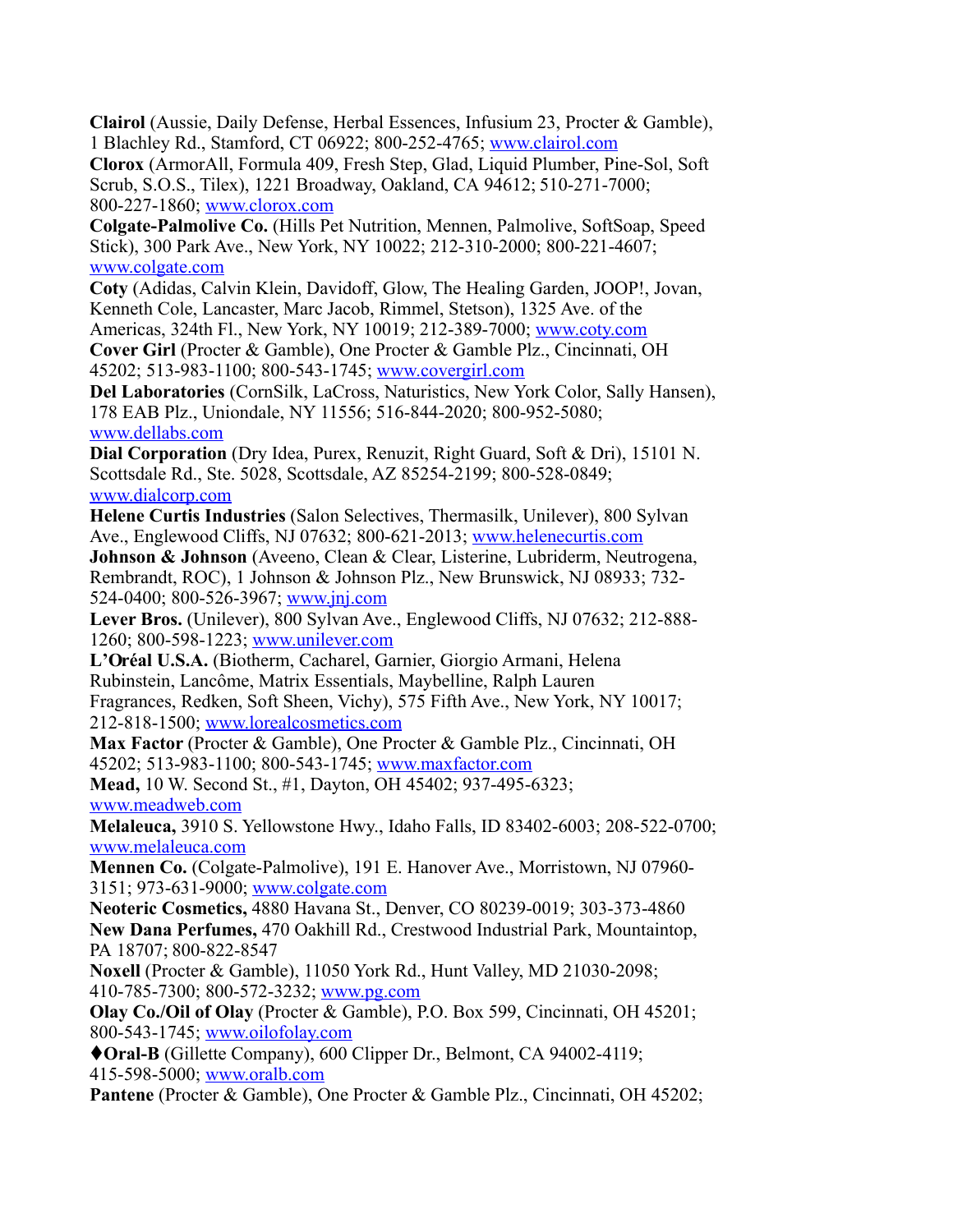**Clairol** (Aussie, Daily Defense, Herbal Essences, Infusium 23, Procter & Gamble), 1 Blachley Rd., Stamford, CT 06922; 800-252-4765; www.clairol.com

**Clorox** (ArmorAll, Formula 409, Fresh Step, Glad, Liquid Plumber, Pine-Sol, Soft Scrub, S.O.S., Tilex), 1221 Broadway, Oakland, CA 94612; 510-271-7000; 800-227-1860; www.clorox.com

**Colgate-Palmolive Co.** (Hills Pet Nutrition, Mennen, Palmolive, SoftSoap, Speed Stick), 300 Park Ave., New York, NY 10022; 212-310-2000; 800-221-4607; www.colgate.com

**Coty** (Adidas, Calvin Klein, Davidoff, Glow, The Healing Garden, JOOP!, Jovan, Kenneth Cole, Lancaster, Marc Jacob, Rimmel, Stetson), 1325 Ave. of the Americas, 324th Fl., New York, NY 10019; 212-389-7000; www.coty.com

**Cover Girl** (Procter & Gamble), One Procter & Gamble Plz., Cincinnati, OH 45202; 513-983-1100; 800-543-1745; www.covergirl.com

**Del Laboratories** (CornSilk, LaCross, Naturistics, New York Color, Sally Hansen), 178 EAB Plz., Uniondale, NY 11556; 516-844-2020; 800-952-5080; www.dellabs.com

**Dial Corporation** (Dry Idea, Purex, Renuzit, Right Guard, Soft & Dri), 15101 N. Scottsdale Rd., Ste. 5028, Scottsdale, AZ 85254-2199; 800-528-0849; www.dialcorp.com

**Helene Curtis Industries** (Salon Selectives, Thermasilk, Unilever), 800 Sylvan Ave., Englewood Cliffs, NJ 07632; 800-621-2013; www.helenecurtis.com

**Johnson & Johnson** (Aveeno, Clean & Clear, Listerine, Lubriderm, Neutrogena, Rembrandt, ROC), 1 Johnson & Johnson Plz., New Brunswick, NJ 08933; 732-524-0400; 800-526-3967; www.jnj.com

**Lever Bros.** (Unilever), 800 Sylvan Ave., Englewood Cliffs, NJ 07632; 212-888-1260; 800-598-1223; www.unilever.com

**L'Oréal U.S.A.** (Biotherm, Cacharel, Garnier, Giorgio Armani, Helena Rubinstein, Lancôme, Matrix Essentials, Maybelline, Ralph Lauren Fragrances, Redken, Soft Sheen, Vichy), 575 Fifth Ave., New York, NY 10017; 212-818-1500; www.lorealcosmetics.com

**Max Factor** (Procter & Gamble), One Procter & Gamble Plz., Cincinnati, OH 45202; 513-983-1100; 800-543-1745; www.maxfactor.com

**Mead,** 10 W. Second St., #1, Dayton, OH 45402; 937-495-6323; www.meadweb.com

**Melaleuca,** 3910 S. Yellowstone Hwy., Idaho Falls, ID 83402-6003; 208-522-0700; www.melaleuca.com

**Mennen Co.** (Colgate-Palmolive), 191 E. Hanover Ave., Morristown, NJ 07960-3151; 973-631-9000; www.colgate.com

**Neoteric Cosmetics,** 4880 Havana St., Denver, CO 80239-0019; 303-373-4860

**New Dana Perfumes,** 470 Oakhill Rd., Crestwood Industrial Park, Mountaintop, PA 18707; 800-822-8547

**Noxell** (Procter & Gamble), 11050 York Rd., Hunt Valley, MD 21030-2098; 410-785-7300; 800-572-3232; www.pg.com

**Olay Co./Oil of Olay** (Procter & Gamble), P.O. Box 599, Cincinnati, OH 45201; 800-543-1745; www.oilofolay.com

♦**Oral-B** (Gillette Company), 600 Clipper Dr., Belmont, CA 94002-4119; 415-598-5000; www.oralb.com

**Pantene** (Procter & Gamble), One Procter & Gamble Plz., Cincinnati, OH 45202;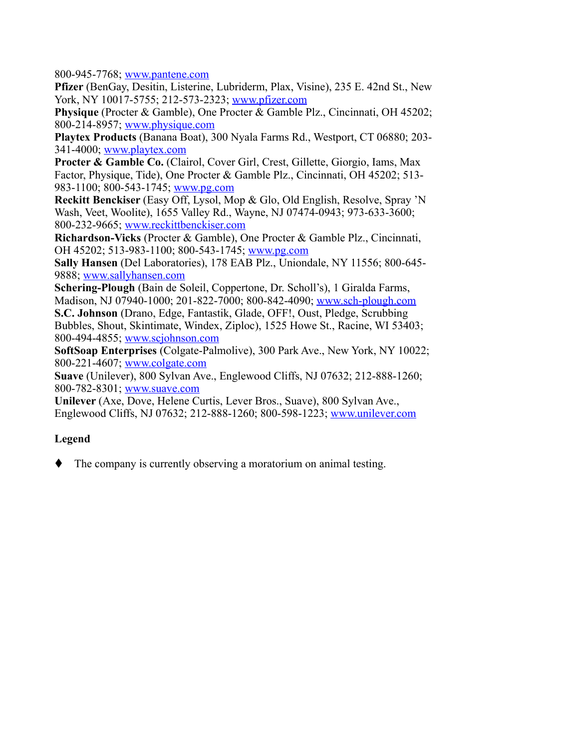800-945-7768; www.pantene.com

**Pfizer** (BenGay, Desitin, Listerine, Lubriderm, Plax, Visine), 235 E. 42nd St., New York, NY 10017-5755; 212-573-2323; www.pfizer.com

**Physique** (Procter & Gamble), One Procter & Gamble Plz., Cincinnati, OH 45202; 800-214-8957; www.physique.com

**Playtex Products** (Banana Boat), 300 Nyala Farms Rd., Westport, CT 06880; 203-341-4000; www.playtex.com

**Procter & Gamble Co.** (Clairol, Cover Girl, Crest, Gillette, Giorgio, Iams, Max Factor, Physique, Tide), One Procter & Gamble Plz., Cincinnati, OH 45202; 513-983-1100; 800-543-1745; www.pg.com

**Reckitt Benckiser** (Easy Off, Lysol, Mop & Glo, Old English, Resolve, Spray 'N Wash, Veet, Woolite), 1655 Valley Rd., Wayne, NJ 07474-0943; 973-633-3600; 800-232-9665; www.reckittbenckiser.com

**Richardson-Vicks** (Procter & Gamble), One Procter & Gamble Plz., Cincinnati, OH 45202; 513-983-1100; 800-543-1745; www.pg.com

**Sally Hansen** (Del Laboratories), 178 EAB Plz., Uniondale, NY 11556; 800-645-9888; www.sallyhansen.com

**Schering-Plough** (Bain de Soleil, Coppertone, Dr. Scholl's), 1 Giralda Farms, Madison, NJ 07940-1000; 201-822-7000; 800-842-4090; www.sch-plough.com

**S.C. Johnson** (Drano, Edge, Fantastik, Glade, OFF!, Oust, Pledge, Scrubbing Bubbles, Shout, Skintimate, Windex, Ziploc), 1525 Howe St., Racine, WI 53403; 800-494-4855; www.scjohnson.com

**SoftSoap Enterprises** (Colgate-Palmolive), 300 Park Ave., New York, NY 10022; 800-221-4607; www.colgate.com

**Suave** (Unilever), 800 Sylvan Ave., Englewood Cliffs, NJ 07632; 212-888-1260; 800-782-8301; www.suave.com

**Unilever** (Axe, Dove, Helene Curtis, Lever Bros., Suave), 800 Sylvan Ave., Englewood Cliffs, NJ 07632; 212-888-1260; 800-598-1223; www.unilever.com

**Legend**

♦ The company is currently observing a moratorium on animal testing.